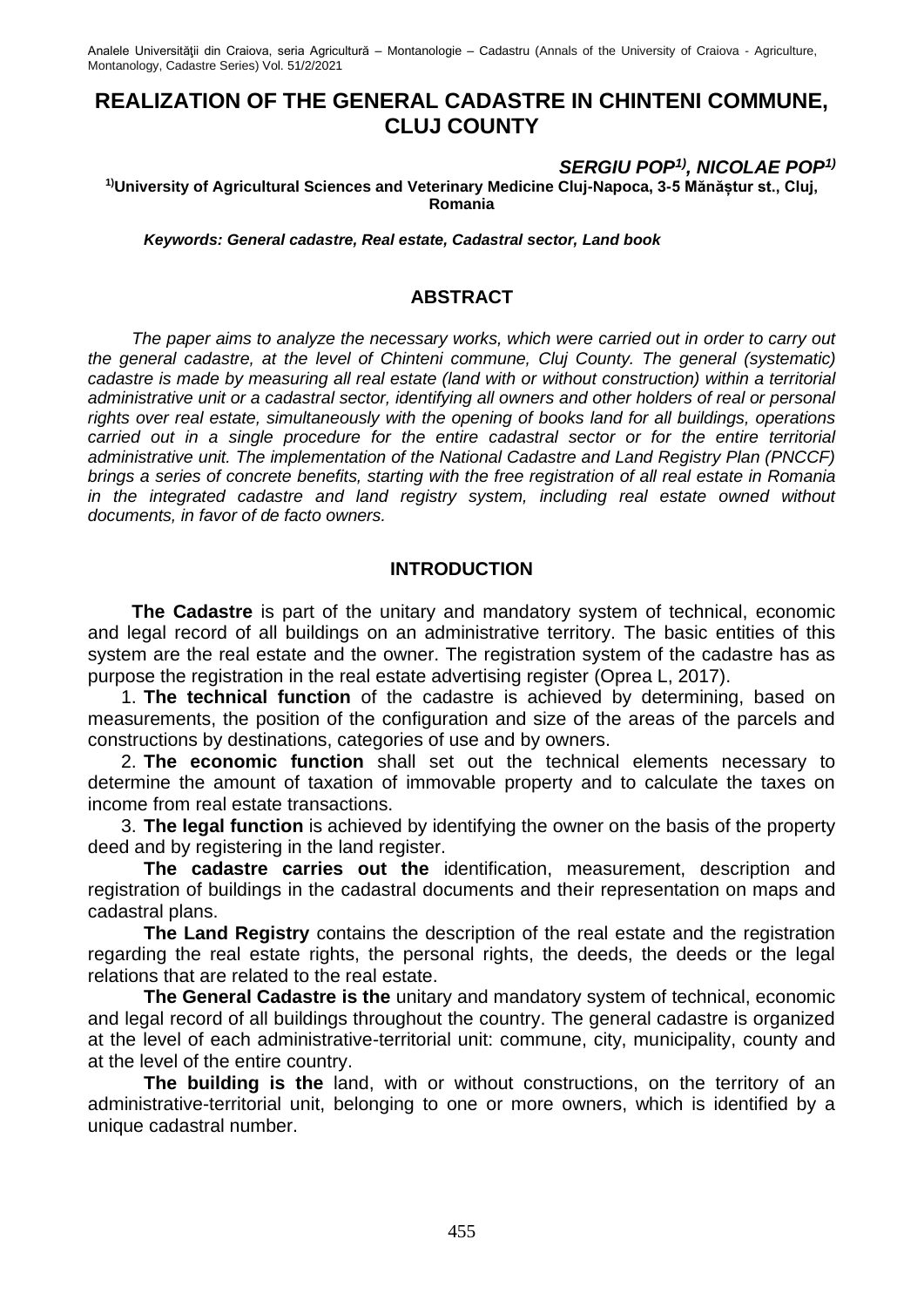# REALIZATION OF THE GENERAL CADASTRE IN CHINTENI COMMUNE, CLUJ COUNTY

***SERGIU POP[1], NICOLAE POP[1]***

**[1]University of Agricultural Sciences and Veterinary Medicine Cluj-Napoca, 3-5 Mănăștur st., Cluj, Romania**

***Keywords: General cadastre, Real estate, Cadastral sector, Land book***

## ABSTRACT

*The paper aims to analyze the necessary works, which were carried out in order to carry out the general cadastre, at the level of Chinteni commune, Cluj County. The general (systematic) cadastre is made by measuring all real estate (land with or without construction) within a territorial administrative unit or a cadastral sector, identifying all owners and other holders of real or personal rights over real estate, simultaneously with the opening of books land for all buildings, operations carried out in a single procedure for the entire cadastral sector or for the entire territorial administrative unit. The implementation of the National Cadastre and Land Registry Plan (PNCCF) brings a series of concrete benefits, starting with the free registration of all real estate in Romania in the integrated cadastre and land registry system, including real estate owned without documents, in favor of de facto owners.*

## INTRODUCTION

**The Cadastre** is part of the unitary and mandatory system of technical, economic and legal record of all buildings on an administrative territory. The basic entities of this system are the real estate and the owner. The registration system of the cadastre has as purpose the registration in the real estate advertising register (Oprea L, 2017).

1. **The technical function** of the cadastre is achieved by determining, based on measurements, the position of the configuration and size of the areas of the parcels and constructions by destinations, categories of use and by owners.
2. **The economic function** shall set out the technical elements necessary to determine the amount of taxation of immovable property and to calculate the taxes on income from real estate transactions.
3. **The legal function** is achieved by identifying the owner on the basis of the property deed and by registering in the land register.

**The cadastre carries out the** identification, measurement, description and registration of buildings in the cadastral documents and their representation on maps and cadastral plans.

**The Land Registry** contains the description of the real estate and the registration regarding the real estate rights, the personal rights, the deeds, the deeds or the legal relations that are related to the real estate.

**The General Cadastre is the** unitary and mandatory system of technical, economic and legal record of all buildings throughout the country. The general cadastre is organized at the level of each administrative-territorial unit: commune, city, municipality, county and at the level of the entire country.

**The building is the** land, with or without constructions, on the territory of an administrative-territorial unit, belonging to one or more owners, which is identified by a unique cadastral number.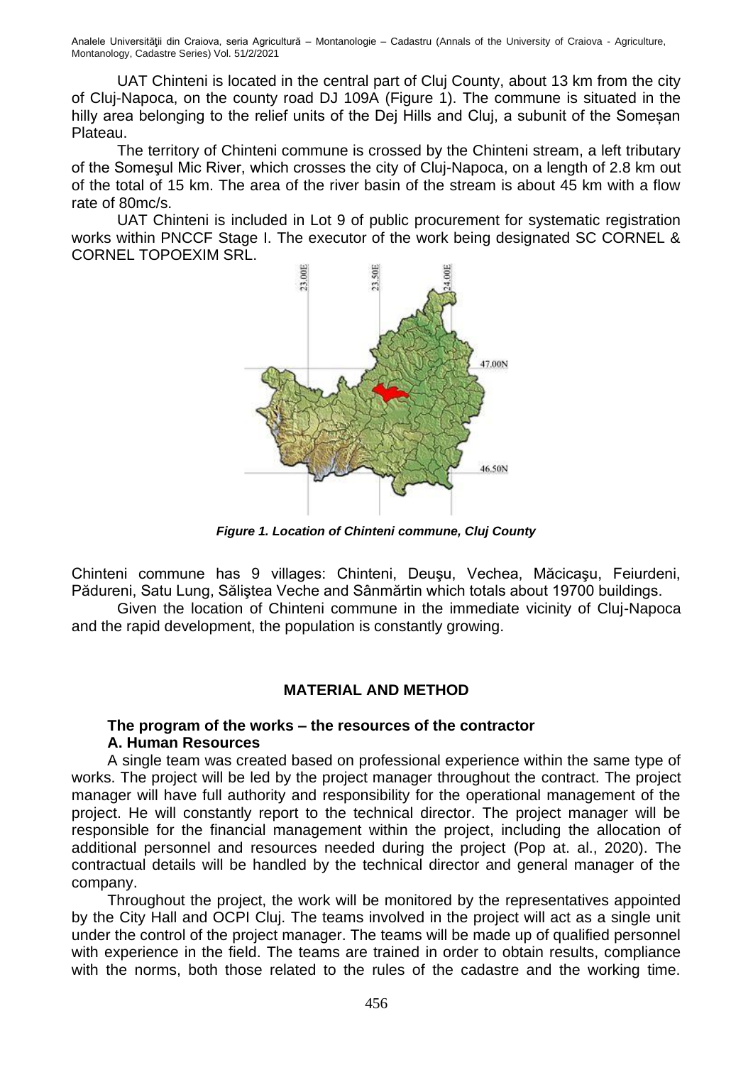UAT Chinteni is located in the central part of Cluj County, about 13 km from the city of Cluj-Napoca, on the county road DJ 109A (Figure 1). The commune is situated in the hilly area belonging to the relief units of the Dej Hills and Cluj, a subunit of the Someșan Plateau.

The territory of Chinteni commune is crossed by the Chinteni stream, a left tributary of the Someşul Mic River, which crosses the city of Cluj-Napoca, on a length of 2.8 km out of the total of 15 km. The area of the river basin of the stream is about 45 km with a flow rate of 80mc/s.

UAT Chinteni is included in Lot 9 of public procurement for systematic registration works within PNCCF Stage I. The executor of the work being designated SC CORNEL & CORNEL TOPOEXIM SRL.

***Figure 1. Location of Chinteni commune, Cluj County***

Chinteni commune has 9 villages: Chinteni, Deuşu, Vechea, Măcicaşu, Feiurdeni, Pădureni, Satu Lung, Sălіştea Veche and Sânmărtin which totals about 19700 buildings.

Given the location of Chinteni commune in the immediate vicinity of Cluj-Napoca and the rapid development, the population is constantly growing.

## MATERIAL AND METHOD

### The program of the works – the resources of the contractor

#### A. Human Resources

A single team was created based on professional experience within the same type of works. The project will be led by the project manager throughout the contract. The project manager will have full authority and responsibility for the operational management of the project. He will constantly report to the technical director. The project manager will be responsible for the financial management within the project, including the allocation of additional personnel and resources needed during the project (Pop at. al., 2020). The contractual details will be handled by the technical director and general manager of the company.

Throughout the project, the work will be monitored by the representatives appointed by the City Hall and OCPI Cluj. The teams involved in the project will act as a single unit under the control of the project manager. The teams will be made up of qualified personnel with experience in the field. The teams are trained in order to obtain results, compliance with the norms, both those related to the rules of the cadastre and the working time.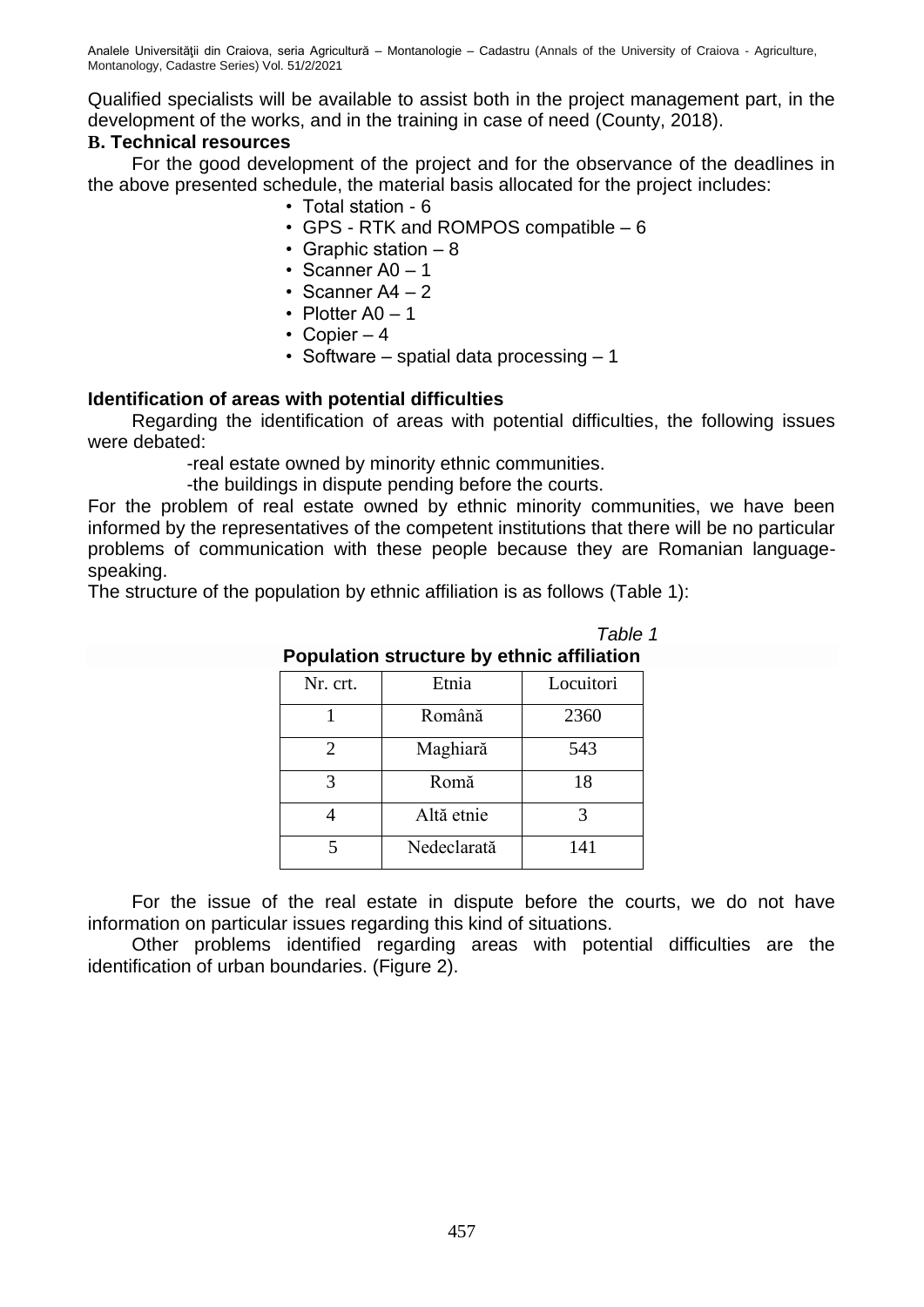Qualified specialists will be available to assist both in the project management part, in the development of the works, and in the training in case of need (County, 2018).

**B. Technical resources**

For the good development of the project and for the observance of the deadlines in the above presented schedule, the material basis allocated for the project includes:

- Total station - 6
- GPS - RTK and ROMPOS compatible – 6
- Graphic station – 8
- Scanner A0 – 1
- Scanner A4 – 2
- Plotter A0 – 1
- Copier – 4
- Software – spatial data processing – 1

**Identification of areas with potential difficulties**

Regarding the identification of areas with potential difficulties, the following issues were debated:

-real estate owned by minority ethnic communities.

-the buildings in dispute pending before the courts.

For the problem of real estate owned by ethnic minority communities, we have been informed by the representatives of the competent institutions that there will be no particular problems of communication with these people because they are Romanian language-speaking.

The structure of the population by ethnic affiliation is as follows (Table 1):

*Table 1*

**Population structure by ethnic affiliation**

| Nr. crt. | Etnia | Locuitori |
|---|---|---|
| 1 | Română | 2360 |
| 2 | Maghiară | 543 |
| 3 | Romă | 18 |
| 4 | Altă etnie | 3 |
| 5 | Nedeclarată | 141 |

For the issue of the real estate in dispute before the courts, we do not have information on particular issues regarding this kind of situations.

Other problems identified regarding areas with potential difficulties are the identification of urban boundaries. (Figure 2).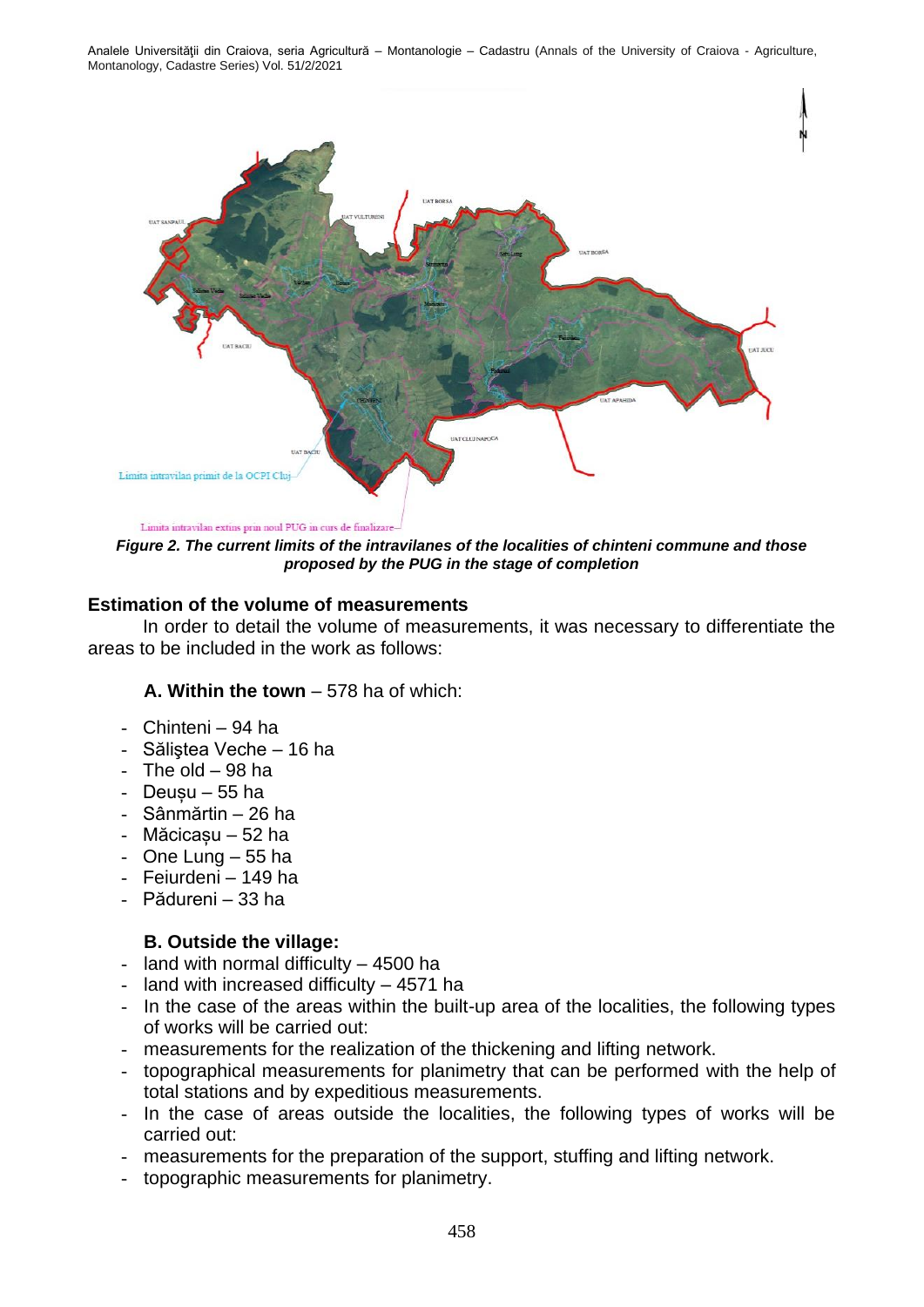*Figure 2. The current limits of the intravilanes of the localities of chinteni commune and those proposed by the PUG in the stage of completion*

### Estimation of the volume of measurements

In order to detail the volume of measurements, it was necessary to differentiate the areas to be included in the work as follows:

**A. Within the town** – 578 ha of which:

- Chinteni – 94 ha
- Săliştea Veche – 16 ha
- The old – 98 ha
- Deușu – 55 ha
- Sânmărtin – 26 ha
- Măcicașu – 52 ha
- One Lung – 55 ha
- Feiurdeni – 149 ha
- Pădureni – 33 ha

**B. Outside the village:**

- land with normal difficulty – 4500 ha
- land with increased difficulty – 4571 ha
- In the case of the areas within the built-up area of the localities, the following types of works will be carried out:
- measurements for the realization of the thickening and lifting network.
- topographical measurements for planimetry that can be performed with the help of total stations and by expeditious measurements.
- In the case of areas outside the localities, the following types of works will be carried out:
- measurements for the preparation of the support, stuffing and lifting network.
- topographic measurements for planimetry.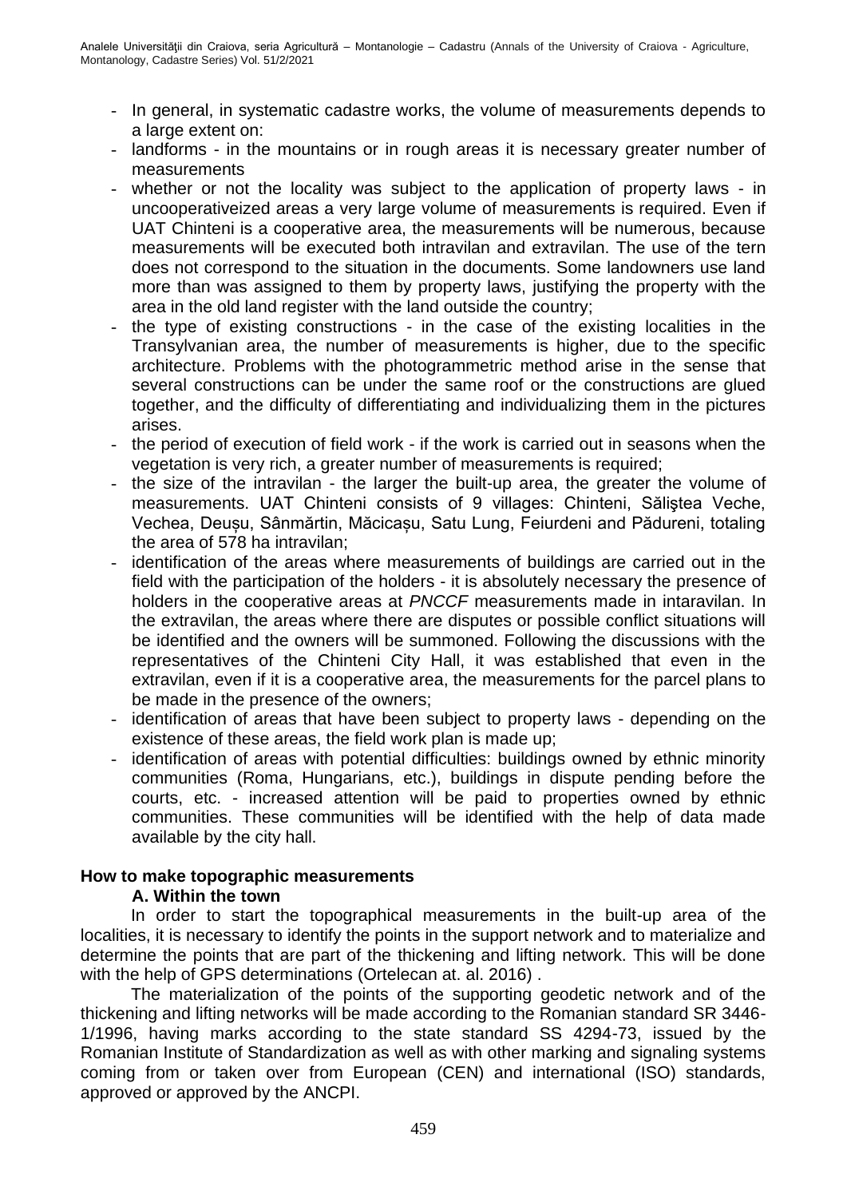- In general, in systematic cadastre works, the volume of measurements depends to a large extent on:
- landforms - in the mountains or in rough areas it is necessary greater number of measurements
- whether or not the locality was subject to the application of property laws - in uncooperativeized areas a very large volume of measurements is required. Even if UAT Chinteni is a cooperative area, the measurements will be numerous, because measurements will be executed both intravilan and extravilan. The use of the tern does not correspond to the situation in the documents. Some landowners use land more than was assigned to them by property laws, justifying the property with the area in the old land register with the land outside the country;
- the type of existing constructions - in the case of the existing localities in the Transylvanian area, the number of measurements is higher, due to the specific architecture. Problems with the photogrammetric method arise in the sense that several constructions can be under the same roof or the constructions are glued together, and the difficulty of differentiating and individualizing them in the pictures arises.
- the period of execution of field work - if the work is carried out in seasons when the vegetation is very rich, a greater number of measurements is required;
- the size of the intravilan - the larger the built-up area, the greater the volume of measurements. UAT Chinteni consists of 9 villages: Chinteni, Săliştea Veche, Vechea, Deușu, Sânmărtin, Măcicașu, Satu Lung, Feiurdeni and Pădureni, totaling the area of 578 ha intravilan;
- identification of the areas where measurements of buildings are carried out in the field with the participation of the holders - it is absolutely necessary the presence of holders in the cooperative areas at *PNCCF* measurements made in intaravilan. In the extravilan, the areas where there are disputes or possible conflict situations will be identified and the owners will be summoned. Following the discussions with the representatives of the Chinteni City Hall, it was established that even in the extravilan, even if it is a cooperative area, the measurements for the parcel plans to be made in the presence of the owners;
- identification of areas that have been subject to property laws - depending on the existence of these areas, the field work plan is made up;
- identification of areas with potential difficulties: buildings owned by ethnic minority communities (Roma, Hungarians, etc.), buildings in dispute pending before the courts, etc. - increased attention will be paid to properties owned by ethnic communities. These communities will be identified with the help of data made available by the city hall.

**How to make topographic measurements**

**A. Within the town**

In order to start the topographical measurements in the built-up area of the localities, it is necessary to identify the points in the support network and to materialize and determine the points that are part of the thickening and lifting network. This will be done with the help of GPS determinations (Ortelecan at. al. 2016) .

The materialization of the points of the supporting geodetic network and of the thickening and lifting networks will be made according to the Romanian standard SR 3446-1/1996, having marks according to the state standard SS 4294-73, issued by the Romanian Institute of Standardization as well as with other marking and signaling systems coming from or taken over from European (CEN) and international (ISO) standards, approved or approved by the ANCPI.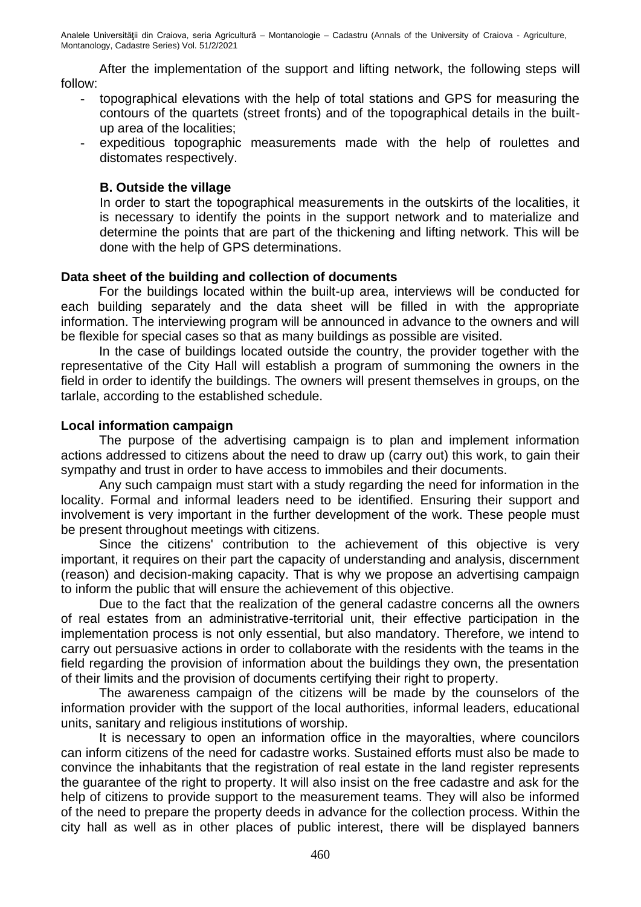After the implementation of the support and lifting network, the following steps will follow:

- topographical elevations with the help of total stations and GPS for measuring the contours of the quartets (street fronts) and of the topographical details in the built-up area of the localities;
- expeditious topographic measurements made with the help of roulettes and distomates respectively.

**B. Outside the village**

In order to start the topographical measurements in the outskirts of the localities, it is necessary to identify the points in the support network and to materialize and determine the points that are part of the thickening and lifting network. This will be done with the help of GPS determinations.

**Data sheet of the building and collection of documents**

For the buildings located within the built-up area, interviews will be conducted for each building separately and the data sheet will be filled in with the appropriate information. The interviewing program will be announced in advance to the owners and will be flexible for special cases so that as many buildings as possible are visited.

In the case of buildings located outside the country, the provider together with the representative of the City Hall will establish a program of summoning the owners in the field in order to identify the buildings. The owners will present themselves in groups, on the tarlale, according to the established schedule.

**Local information campaign**

The purpose of the advertising campaign is to plan and implement information actions addressed to citizens about the need to draw up (carry out) this work, to gain their sympathy and trust in order to have access to immobiles and their documents.

Any such campaign must start with a study regarding the need for information in the locality. Formal and informal leaders need to be identified. Ensuring their support and involvement is very important in the further development of the work. These people must be present throughout meetings with citizens.

Since the citizens' contribution to the achievement of this objective is very important, it requires on their part the capacity of understanding and analysis, discernment (reason) and decision-making capacity. That is why we propose an advertising campaign to inform the public that will ensure the achievement of this objective.

Due to the fact that the realization of the general cadastre concerns all the owners of real estates from an administrative-territorial unit, their effective participation in the implementation process is not only essential, but also mandatory. Therefore, we intend to carry out persuasive actions in order to collaborate with the residents with the teams in the field regarding the provision of information about the buildings they own, the presentation of their limits and the provision of documents certifying their right to property.

The awareness campaign of the citizens will be made by the counselors of the information provider with the support of the local authorities, informal leaders, educational units, sanitary and religious institutions of worship.

It is necessary to open an information office in the mayoralties, where councilors can inform citizens of the need for cadastre works. Sustained efforts must also be made to convince the inhabitants that the registration of real estate in the land register represents the guarantee of the right to property. It will also insist on the free cadastre and ask for the help of citizens to provide support to the measurement teams. They will also be informed of the need to prepare the property deeds in advance for the collection process. Within the city hall as well as in other places of public interest, there will be displayed banners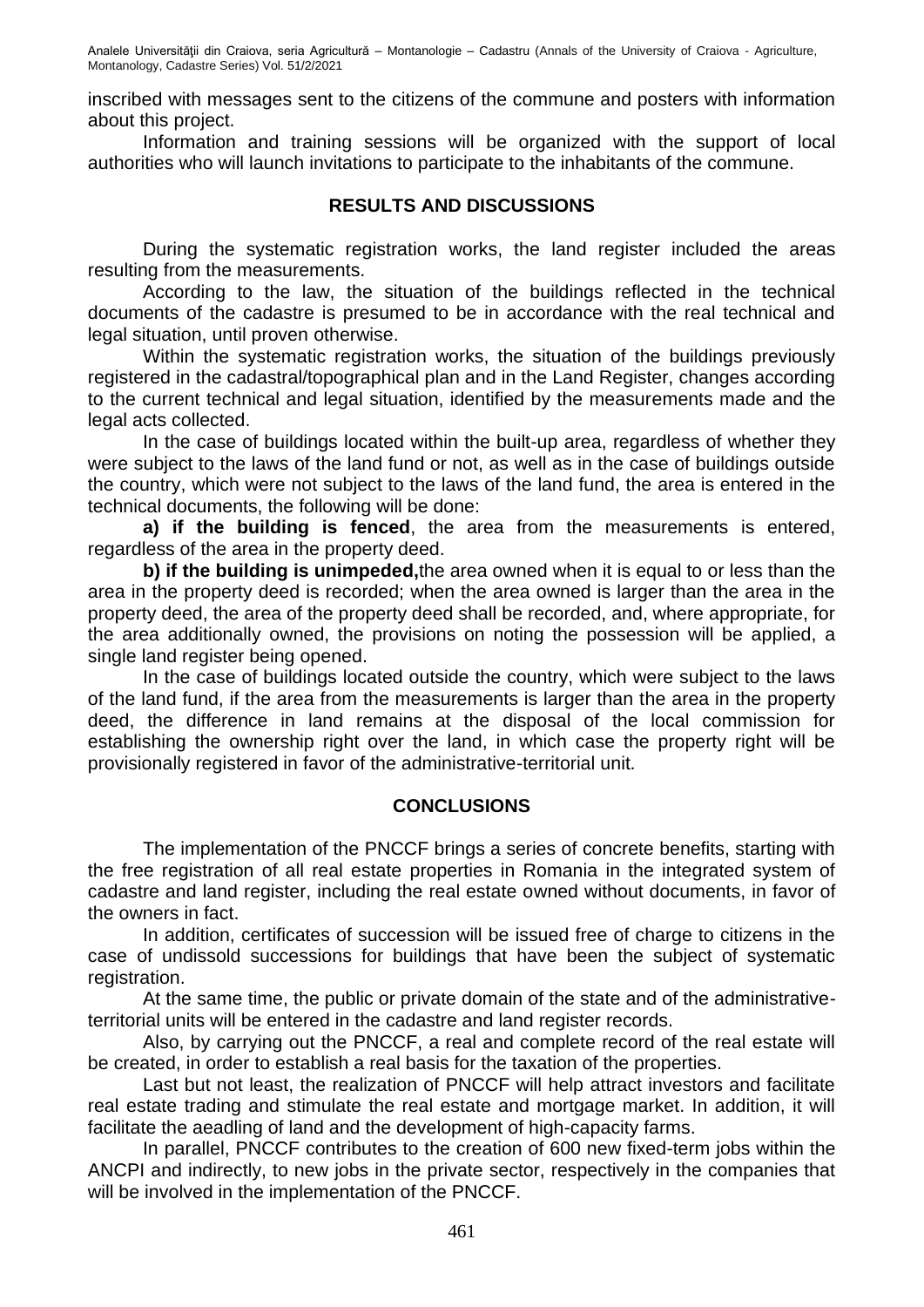inscribed with messages sent to the citizens of the commune and posters with information about this project.

Information and training sessions will be organized with the support of local authorities who will launch invitations to participate to the inhabitants of the commune.

## RESULTS AND DISCUSSIONS

During the systematic registration works, the land register included the areas resulting from the measurements.

According to the law, the situation of the buildings reflected in the technical documents of the cadastre is presumed to be in accordance with the real technical and legal situation, until proven otherwise.

Within the systematic registration works, the situation of the buildings previously registered in the cadastral/topographical plan and in the Land Register, changes according to the current technical and legal situation, identified by the measurements made and the legal acts collected.

In the case of buildings located within the built-up area, regardless of whether they were subject to the laws of the land fund or not, as well as in the case of buildings outside the country, which were not subject to the laws of the land fund, the area is entered in the technical documents, the following will be done:

**a) if the building is fenced**, the area from the measurements is entered, regardless of the area in the property deed.

**b) if the building is unimpeded,**the area owned when it is equal to or less than the area in the property deed is recorded; when the area owned is larger than the area in the property deed, the area of the property deed shall be recorded, and, where appropriate, for the area additionally owned, the provisions on noting the possession will be applied, a single land register being opened.

In the case of buildings located outside the country, which were subject to the laws of the land fund, if the area from the measurements is larger than the area in the property deed, the difference in land remains at the disposal of the local commission for establishing the ownership right over the land, in which case the property right will be provisionally registered in favor of the administrative-territorial unit.

## CONCLUSIONS

The implementation of the PNCCF brings a series of concrete benefits, starting with the free registration of all real estate properties in Romania in the integrated system of cadastre and land register, including the real estate owned without documents, in favor of the owners in fact.

In addition, certificates of succession will be issued free of charge to citizens in the case of undissold successions for buildings that have been the subject of systematic registration.

At the same time, the public or private domain of the state and of the administrative-territorial units will be entered in the cadastre and land register records.

Also, by carrying out the PNCCF, a real and complete record of the real estate will be created, in order to establish a real basis for the taxation of the properties.

Last but not least, the realization of PNCCF will help attract investors and facilitate real estate trading and stimulate the real estate and mortgage market. In addition, it will facilitate the aeadling of land and the development of high-capacity farms.

In parallel, PNCCF contributes to the creation of 600 new fixed-term jobs within the ANCPI and indirectly, to new jobs in the private sector, respectively in the companies that will be involved in the implementation of the PNCCF.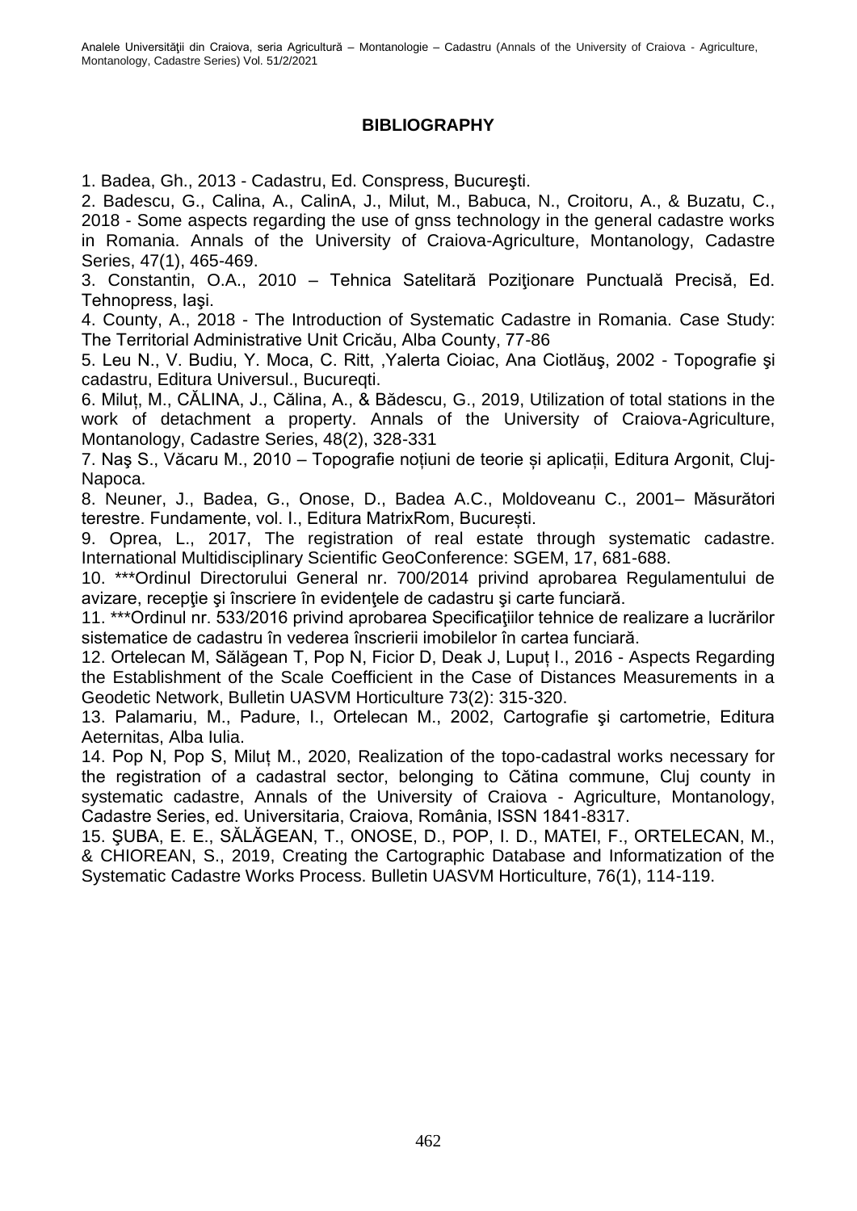## BIBLIOGRAPHY

1. Badea, Gh., 2013 - Cadastru, Ed. Conspress, Bucureşti.
2. Badescu, G., Calina, A., CalinA, J., Milut, M., Babuca, N., Croitoru, A., & Buzatu, C., 2018 - Some aspects regarding the use of gnss technology in the general cadastre works in Romania. Annals of the University of Craiova-Agriculture, Montanology, Cadastre Series, 47(1), 465-469.
3. Constantin, O.A., 2010 – Tehnica Satelitară Poziţionare Punctuală Precisă, Ed. Tehnopress, Iaşi.
4. County, A., 2018 - The Introduction of Systematic Cadastre in Romania. Case Study: The Territorial Administrative Unit Cricău, Alba County, 77-86
5. Leu N., V. Budiu, Y. Moca, C. Ritt, ,Yalerta Cioiac, Ana Ciotlăuş, 2002 - Topografie şi cadastru, Editura Universul., Bucureqti.
6. Miluț, M., CĂLINA, J., Călina, A., & Bădescu, G., 2019, Utilization of total stations in the work of detachment a property. Annals of the University of Craiova-Agriculture, Montanology, Cadastre Series, 48(2), 328-331
7. Naş S., Văcaru M., 2010 – Topografie noțiuni de teorie și aplicații, Editura Argonit, Cluj-Napoca.
8. Neuner, J., Badea, G., Onose, D., Badea A.C., Moldoveanu C., 2001– Măsurători terestre. Fundamente, vol. I., Editura MatrixRom, București.
9. Oprea, L., 2017, The registration of real estate through systematic cadastre. International Multidisciplinary Scientific GeoConference: SGEM, 17, 681-688.
10. ***Ordinul Directorului General nr. 700/2014 privind aprobarea Regulamentului de avizare, recepţie şi înscriere în evidenţele de cadastru şi carte funciară.
11. ***Ordinul nr. 533/2016 privind aprobarea Specificaţiilor tehnice de realizare a lucrărilor sistematice de cadastru în vederea înscrierii imobilelor în cartea funciară.
12. Ortelecan M, Sălăgean T, Pop N, Ficior D, Deak J, Lupuț I., 2016 - Aspects Regarding the Establishment of the Scale Coefficient in the Case of Distances Measurements in a Geodetic Network, Bulletin UASVM Horticulture 73(2): 315-320.
13. Palamariu, M., Padure, I., Ortelecan M., 2002, Cartografie şi cartometrie, Editura Aeternitas, Alba Iulia.
14. Pop N, Pop S, Miluț M., 2020, Realization of the topo-cadastral works necessary for the registration of a cadastral sector, belonging to Cătina commune, Cluj county in systematic cadastre, Annals of the University of Craiova - Agriculture, Montanology, Cadastre Series, ed. Universitaria, Craiova, România, ISSN 1841-8317.
15. ŞUBA, E. E., SĂLĂGEAN, T., ONOSE, D., POP, I. D., MATEI, F., ORTELECAN, M., & CHIOREAN, S., 2019, Creating the Cartographic Database and Informatization of the Systematic Cadastre Works Process. Bulletin UASVM Horticulture, 76(1), 114-119.